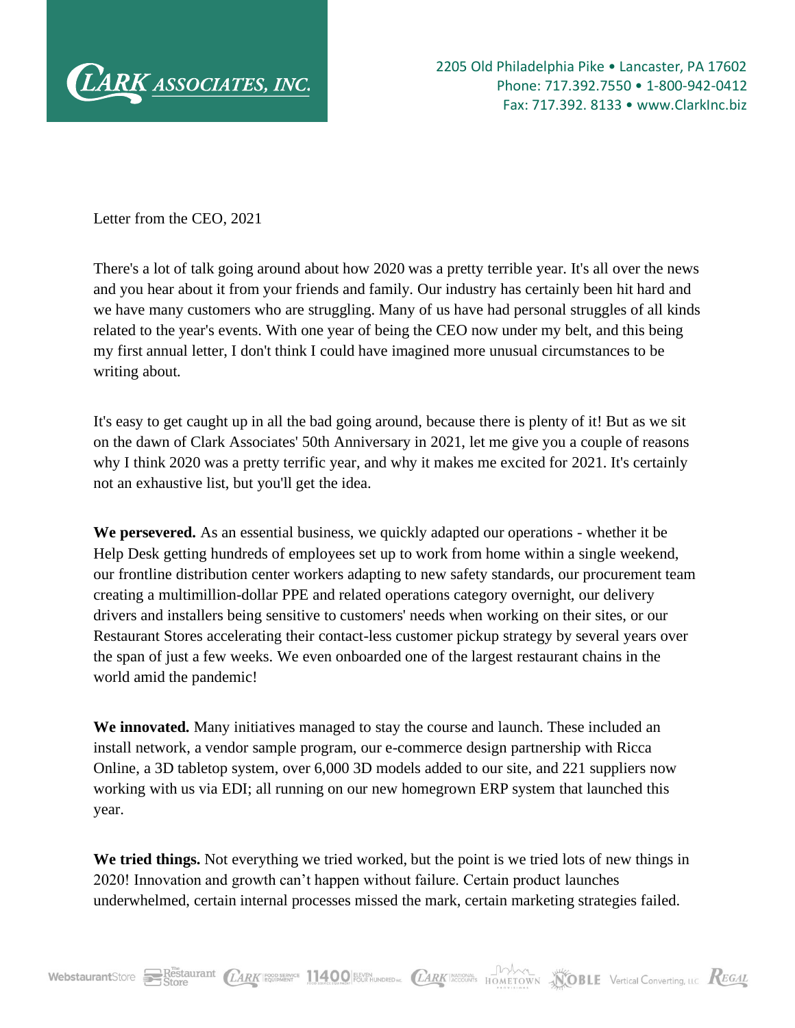CLARK ASSOCIATES, INC.

2205 Old Philadelphia Pike • Lancaster, PA 17602
Phone: 717.392.7550 • 1-800-942-0412
Fax: 717.392. 8133 • www.ClarkInc.biz

Letter from the CEO, 2021

There's a lot of talk going around about how 2020 was a pretty terrible year. It's all over the news and you hear about it from your friends and family. Our industry has certainly been hit hard and we have many customers who are struggling. Many of us have had personal struggles of all kinds related to the year's events. With one year of being the CEO now under my belt, and this being my first annual letter, I don't think I could have imagined more unusual circumstances to be writing about.

It's easy to get caught up in all the bad going around, because there is plenty of it! But as we sit on the dawn of Clark Associates' 50th Anniversary in 2021, let me give you a couple of reasons why I think 2020 was a pretty terrific year, and why it makes me excited for 2021. It's certainly not an exhaustive list, but you'll get the idea.

**We persevered.** As an essential business, we quickly adapted our operations - whether it be Help Desk getting hundreds of employees set up to work from home within a single weekend, our frontline distribution center workers adapting to new safety standards, our procurement team creating a multimillion-dollar PPE and related operations category overnight, our delivery drivers and installers being sensitive to customers' needs when working on their sites, or our Restaurant Stores accelerating their contact-less customer pickup strategy by several years over the span of just a few weeks. We even onboarded one of the largest restaurant chains in the world amid the pandemic!

**We innovated.** Many initiatives managed to stay the course and launch. These included an install network, a vendor sample program, our e-commerce design partnership with Ricca Online, a 3D tabletop system, over 6,000 3D models added to our site, and 221 suppliers now working with us via EDI; all running on our new homegrown ERP system that launched this year.

**We tried things.** Not everything we tried worked, but the point is we tried lots of new things in 2020! Innovation and growth can't happen without failure. Certain product launches underwhelmed, certain internal processes missed the mark, certain marketing strategies failed.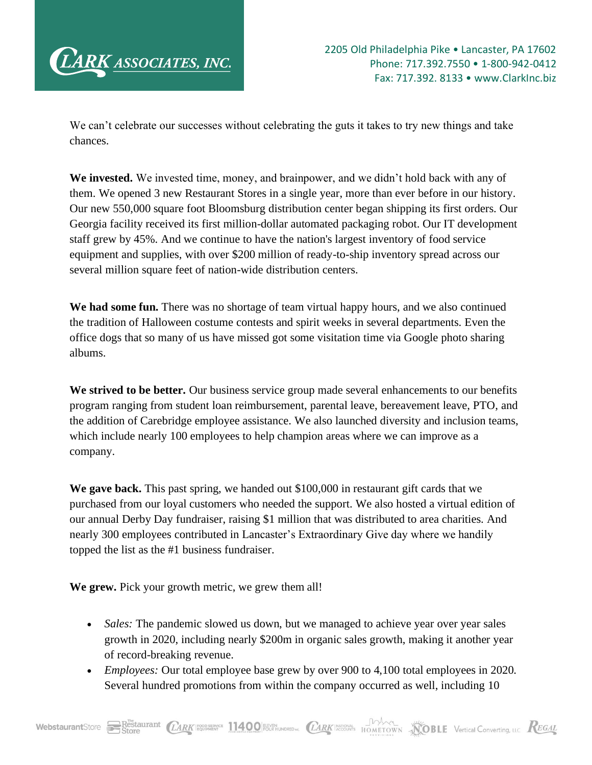We can't celebrate our successes without celebrating the guts it takes to try new things and take chances.

**We invested.** We invested time, money, and brainpower, and we didn't hold back with any of them. We opened 3 new Restaurant Stores in a single year, more than ever before in our history. Our new 550,000 square foot Bloomsburg distribution center began shipping its first orders. Our Georgia facility received its first million-dollar automated packaging robot. Our IT development staff grew by 45%. And we continue to have the nation's largest inventory of food service equipment and supplies, with over $200 million of ready-to-ship inventory spread across our several million square feet of nation-wide distribution centers.

**We had some fun.** There was no shortage of team virtual happy hours, and we also continued the tradition of Halloween costume contests and spirit weeks in several departments. Even the office dogs that so many of us have missed got some visitation time via Google photo sharing albums.

**We strived to be better.** Our business service group made several enhancements to our benefits program ranging from student loan reimbursement, parental leave, bereavement leave, PTO, and the addition of Carebridge employee assistance. We also launched diversity and inclusion teams, which include nearly 100 employees to help champion areas where we can improve as a company.

**We gave back.** This past spring, we handed out $100,000 in restaurant gift cards that we purchased from our loyal customers who needed the support. We also hosted a virtual edition of our annual Derby Day fundraiser, raising $1 million that was distributed to area charities. And nearly 300 employees contributed in Lancaster's Extraordinary Give day where we handily topped the list as the #1 business fundraiser.

**We grew.** Pick your growth metric, we grew them all!

- *Sales:* The pandemic slowed us down, but we managed to achieve year over year sales growth in 2020, including nearly $200m in organic sales growth, making it another year of record-breaking revenue.
- *Employees:* Our total employee base grew by over 900 to 4,100 total employees in 2020. Several hundred promotions from within the company occurred as well, including 10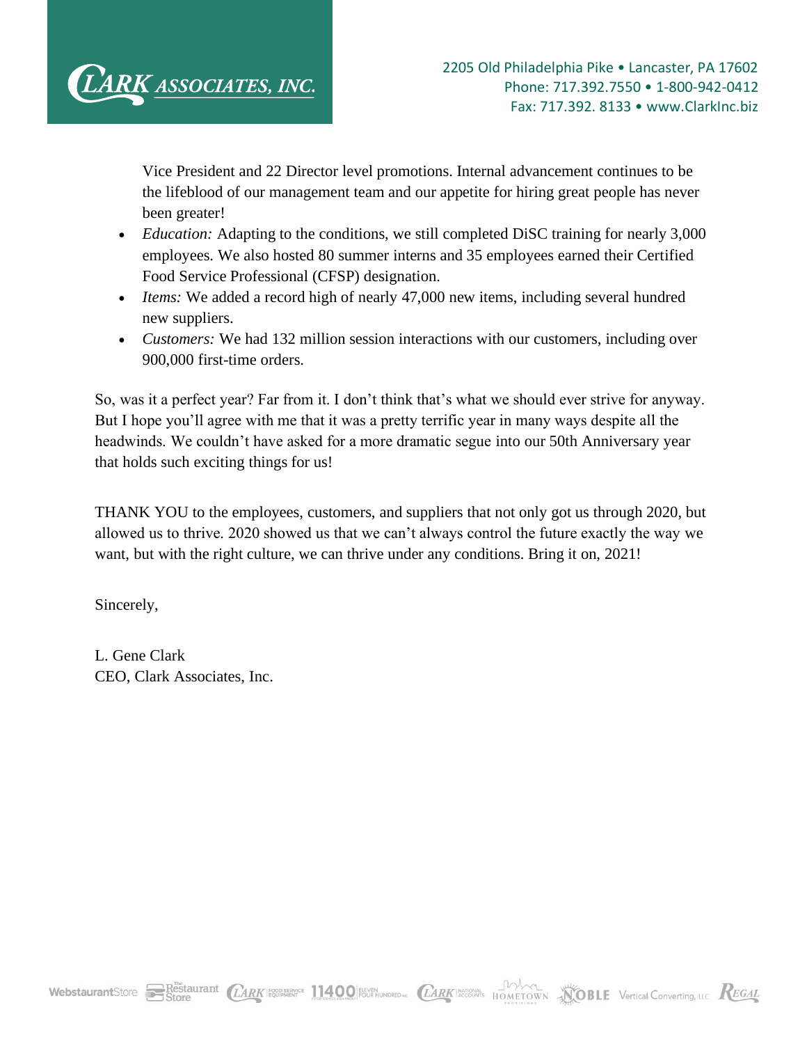Vice President and 22 Director level promotions. Internal advancement continues to be the lifeblood of our management team and our appetite for hiring great people has never been greater!

- *Education:* Adapting to the conditions, we still completed DiSC training for nearly 3,000 employees. We also hosted 80 summer interns and 35 employees earned their Certified Food Service Professional (CFSP) designation.
- *Items:* We added a record high of nearly 47,000 new items, including several hundred new suppliers.
- *Customers:* We had 132 million session interactions with our customers, including over 900,000 first-time orders.

So, was it a perfect year? Far from it. I don't think that's what we should ever strive for anyway. But I hope you'll agree with me that it was a pretty terrific year in many ways despite all the headwinds. We couldn't have asked for a more dramatic segue into our 50th Anniversary year that holds such exciting things for us!

THANK YOU to the employees, customers, and suppliers that not only got us through 2020, but allowed us to thrive. 2020 showed us that we can't always control the future exactly the way we want, but with the right culture, we can thrive under any conditions. Bring it on, 2021!

Sincerely,

L. Gene Clark
CEO, Clark Associates, Inc.